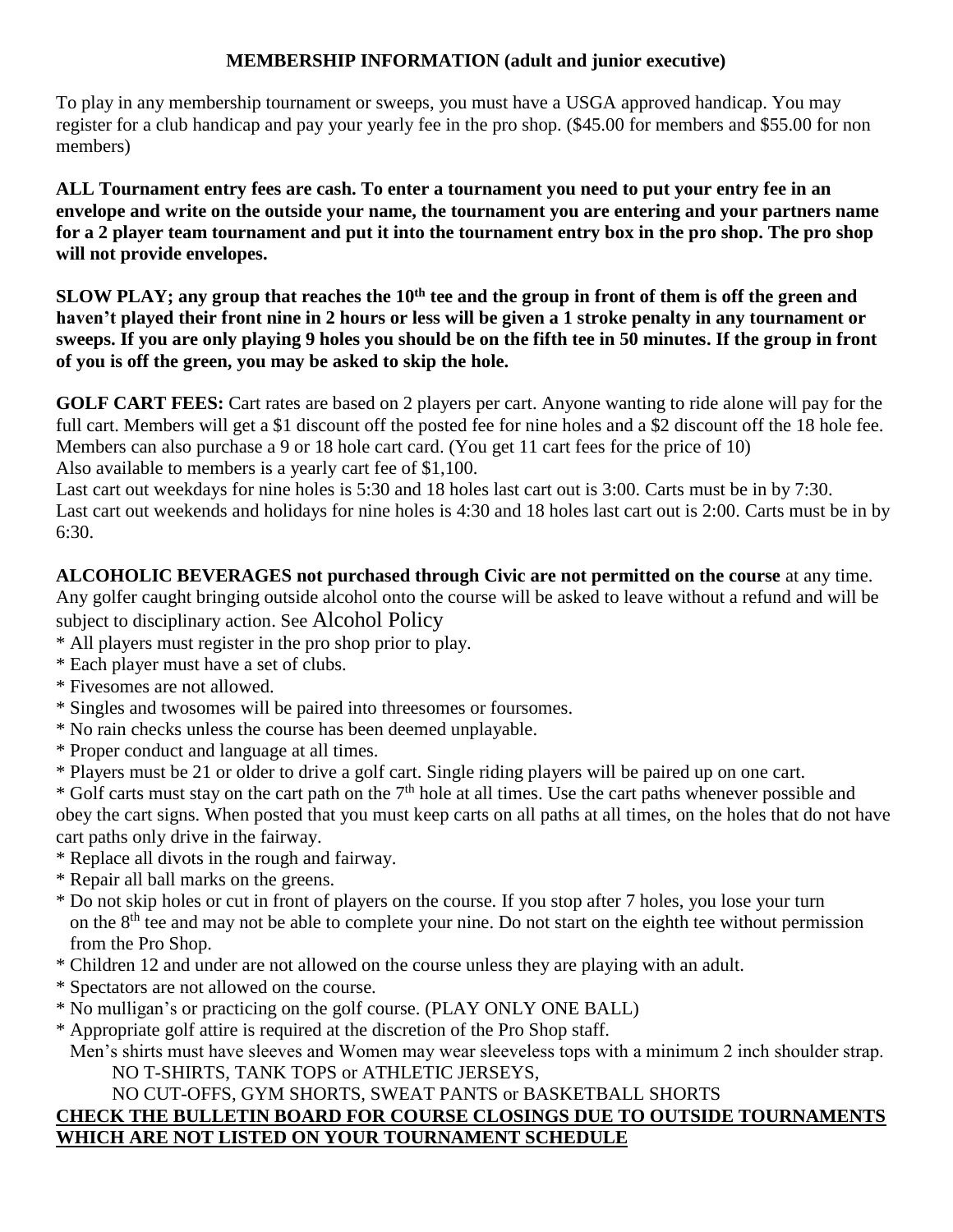## MEMBERSHIP INFORMATION (adult and junior executive)

To play in any membership tournament or sweeps, you must have a USGA approved handicap. You may register for a club handicap and pay your yearly fee in the pro shop. ($45.00 for members and $55.00 for non members)

**ALL Tournament entry fees are cash. To enter a tournament you need to put your entry fee in an envelope and write on the outside your name, the tournament you are entering and your partners name for a 2 player team tournament and put it into the tournament entry box in the pro shop. The pro shop will not provide envelopes.**

**SLOW PLAY; any group that reaches the 10th tee and the group in front of them is off the green and haven't played their front nine in 2 hours or less will be given a 1 stroke penalty in any tournament or sweeps. If you are only playing 9 holes you should be on the fifth tee in 50 minutes. If the group in front of you is off the green, you may be asked to skip the hole.**

**GOLF CART FEES:** Cart rates are based on 2 players per cart. Anyone wanting to ride alone will pay for the full cart. Members will get a $1 discount off the posted fee for nine holes and a $2 discount off the 18 hole fee. Members can also purchase a 9 or 18 hole cart card. (You get 11 cart fees for the price of 10)
Also available to members is a yearly cart fee of $1,100.
Last cart out weekdays for nine holes is 5:30 and 18 holes last cart out is 3:00. Carts must be in by 7:30.
Last cart out weekends and holidays for nine holes is 4:30 and 18 holes last cart out is 2:00. Carts must be in by 6:30.

**ALCOHOLIC BEVERAGES not purchased through Civic are not permitted on the course** at any time. Any golfer caught bringing outside alcohol onto the course will be asked to leave without a refund and will be subject to disciplinary action. See Alcohol Policy

* All players must register in the pro shop prior to play.
* Each player must have a set of clubs.
* Fivesomes are not allowed.
* Singles and twosomes will be paired into threesomes or foursomes.
* No rain checks unless the course has been deemed unplayable.
* Proper conduct and language at all times.
* Players must be 21 or older to drive a golf cart. Single riding players will be paired up on one cart.
* Golf carts must stay on the cart path on the 7th hole at all times. Use the cart paths whenever possible and obey the cart signs. When posted that you must keep carts on all paths at all times, on the holes that do not have cart paths only drive in the fairway.
* Replace all divots in the rough and fairway.
* Repair all ball marks on the greens.
* Do not skip holes or cut in front of players on the course. If you stop after 7 holes, you lose your turn on the 8th tee and may not be able to complete your nine. Do not start on the eighth tee without permission from the Pro Shop.
* Children 12 and under are not allowed on the course unless they are playing with an adult.
* Spectators are not allowed on the course.
* No mulligan's or practicing on the golf course. (PLAY ONLY ONE BALL)
* Appropriate golf attire is required at the discretion of the Pro Shop staff.
  Men's shirts must have sleeves and Women may wear sleeveless tops with a minimum 2 inch shoulder strap.
  NO T-SHIRTS, TANK TOPS or ATHLETIC JERSEYS,
  NO CUT-OFFS, GYM SHORTS, SWEAT PANTS or BASKETBALL SHORTS

**CHECK THE BULLETIN BOARD FOR COURSE CLOSINGS DUE TO OUTSIDE TOURNAMENTS WHICH ARE NOT LISTED ON YOUR TOURNAMENT SCHEDULE**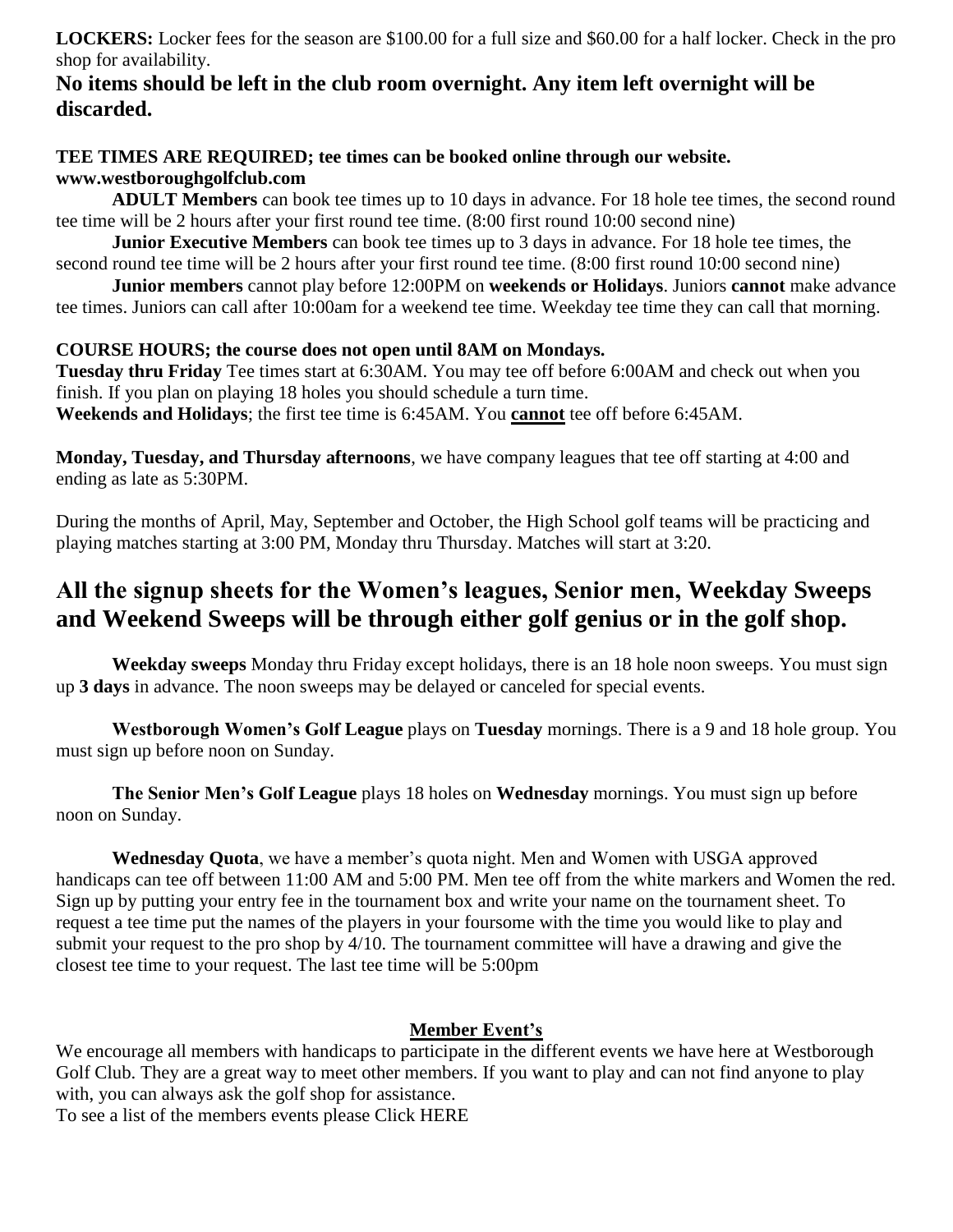**LOCKERS:** Locker fees for the season are $100.00 for a full size and $60.00 for a half locker. Check in the pro shop for availability.

**No items should be left in the club room overnight. Any item left overnight will be discarded.**

**TEE TIMES ARE REQUIRED; tee times can be booked online through our website. www.westboroughgolfclub.com**

**ADULT Members** can book tee times up to 10 days in advance. For 18 hole tee times, the second round tee time will be 2 hours after your first round tee time. (8:00 first round 10:00 second nine)

**Junior Executive Members** can book tee times up to 3 days in advance. For 18 hole tee times, the second round tee time will be 2 hours after your first round tee time. (8:00 first round 10:00 second nine)

**Junior members** cannot play before 12:00PM on **weekends or Holidays**. Juniors **cannot** make advance tee times. Juniors can call after 10:00am for a weekend tee time. Weekday tee time they can call that morning.

**COURSE HOURS; the course does not open until 8AM on Mondays.**
**Tuesday thru Friday** Tee times start at 6:30AM. You may tee off before 6:00AM and check out when you finish. If you plan on playing 18 holes you should schedule a turn time.
**Weekends and Holidays**; the first tee time is 6:45AM. You **cannot** tee off before 6:45AM.

**Monday, Tuesday, and Thursday afternoons**, we have company leagues that tee off starting at 4:00 and ending as late as 5:30PM.

During the months of April, May, September and October, the High School golf teams will be practicing and playing matches starting at 3:00 PM, Monday thru Thursday. Matches will start at 3:20.

## All the signup sheets for the Women's leagues, Senior men, Weekday Sweeps and Weekend Sweeps will be through either golf genius or in the golf shop.

**Weekday sweeps** Monday thru Friday except holidays, there is an 18 hole noon sweeps. You must sign up **3 days** in advance. The noon sweeps may be delayed or canceled for special events.

**Westborough Women's Golf League** plays on **Tuesday** mornings. There is a 9 and 18 hole group. You must sign up before noon on Sunday.

**The Senior Men's Golf League** plays 18 holes on **Wednesday** mornings. You must sign up before noon on Sunday.

**Wednesday Quota**, we have a member's quota night. Men and Women with USGA approved handicaps can tee off between 11:00 AM and 5:00 PM. Men tee off from the white markers and Women the red. Sign up by putting your entry fee in the tournament box and write your name on the tournament sheet. To request a tee time put the names of the players in your foursome with the time you would like to play and submit your request to the pro shop by 4/10. The tournament committee will have a drawing and give the closest tee time to your request. The last tee time will be 5:00pm

**Member Event's**

We encourage all members with handicaps to participate in the different events we have here at Westborough Golf Club. They are a great way to meet other members. If you want to play and can not find anyone to play with, you can always ask the golf shop for assistance.
To see a list of the members events please Click HERE